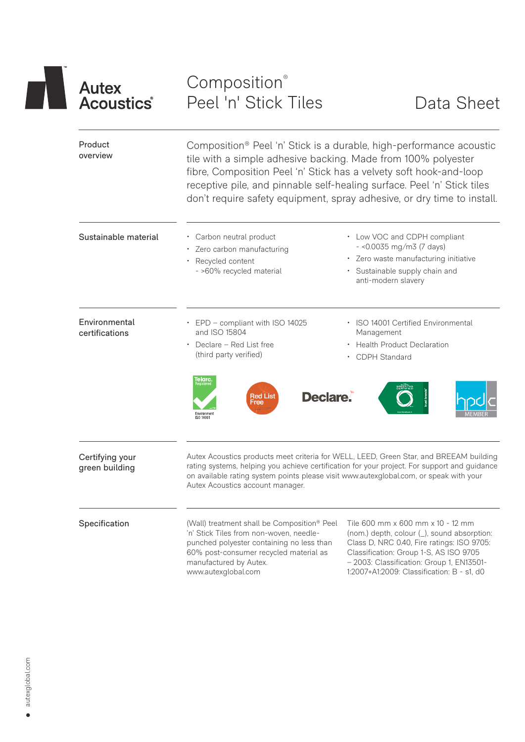# Composition® Peel 'n' Stick Tiles

## Data Sheet

## Product overview

Composition® Peel 'n' Stick is a durable, high-performance acoustic tile with a simple adhesive backing. Made from 100% polyester fibre, Composition Peel 'n' Stick has a velvety soft hook-and-loop receptive pile, and pinnable self-healing surface. Peel 'n' Stick tiles don't require safety equipment, spray adhesive, or dry time to install.

## Sustainable material

- Carbon neutral product
- Zero carbon manufacturing
- Recycled content
  - >60% recycled material
- Low VOC and CDPH compliant
  - <0.0035 mg/m3 (7 days)
- Zero waste manufacturing initiative
- Sustainable supply chain and anti-modern slavery

## Environmental certifications

- EPD – compliant with ISO 14025 and ISO 15804
- Declare – Red List free (third party verified)
- ISO 14001 Certified Environmental Management
- Health Product Declaration
- CDPH Standard

## Certifying your green building

Autex Acoustics products meet criteria for WELL, LEED, Green Star, and BREEAM building rating systems, helping you achieve certification for your project. For support and guidance on available rating system points please visit www.autexglobal.com, or speak with your Autex Acoustics account manager.

## Specification

(Wall) treatment shall be Composition® Peel 'n' Stick Tiles from non-woven, needle-punched polyester containing no less than 60% post-consumer recycled material as manufactured by Autex. www.autexglobal.com

Tile 600 mm x 600 mm x 10 - 12 mm (nom.) depth, colour (_), sound absorption: Class D, NRC 0.40, Fire ratings: ISO 9705: Classification: Group 1-S, AS ISO 9705 – 2003: Classification: Group 1, EN13501-1:2007+A1:2009: Classification: B - s1, d0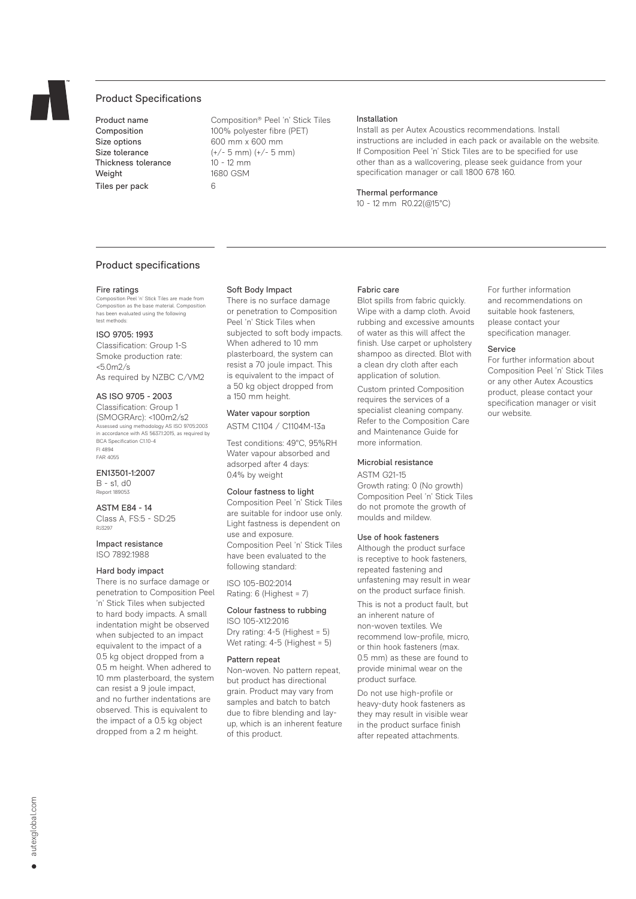## Product Specifications

| | |
|---|---|
| Product name | Composition® Peel 'n' Stick Tiles |
| Composition | 100% polyester fibre (PET) |
| Size options | 600 mm x 600 mm |
| Size tolerance | (+/- 5 mm) (+/- 5 mm) |
| Thickness tolerance | 10 - 12 mm |
| Weight | 1680 GSM |
| Tiles per pack | 6 |

### Installation

Install as per Autex Acoustics recommendations. Install instructions are included in each pack or available on the website. If Composition Peel 'n' Stick Tiles are to be specified for use other than as a wallcovering, please seek guidance from your specification manager or call 1800 678 160.

### Thermal performance

10 - 12 mm R0.22(@15°C)

## Product specifications

### Fire ratings

Composition Peel 'n' Stick Tiles are made from Composition as the base material. Composition has been evaluated using the following test methods:

**ISO 9705: 1993**

Classification: Group 1-S
Smoke production rate: <5.0m2/s
As required by NZBC C/VM2

**AS ISO 9705 - 2003**

Classification: Group 1
(SMOGRArc): <100m2/s2
Assessed using methodology AS ISO 9705:2003 in accordance with AS 5637.1:2015, as required by BCA Specification C1.10-4
FI 4894
FAR 4055

**EN13501-1:2007**

B - s1, d0
Report 189053

**ASTM E84 - 14**

Class A, FS:5 - SD:25
RJ3297

### Impact resistance

ISO 7892:1988

### Hard body impact

There is no surface damage or penetration to Composition Peel 'n' Stick Tiles when subjected to hard body impacts. A small indentation might be observed when subjected to an impact equivalent to the impact of a 0.5 kg object dropped from a 0.5 m height. When adhered to 10 mm plasterboard, the system can resist a 9 joule impact, and no further indentations are observed. This is equivalent to the impact of a 0.5 kg object dropped from a 2 m height.

### Soft Body Impact

There is no surface damage or penetration to Composition Peel 'n' Stick Tiles when subjected to soft body impacts. When adhered to 10 mm plasterboard, the system can resist a 70 joule impact. This is equivalent to the impact of a 50 kg object dropped from a 150 mm height.

### Water vapour sorption

ASTM C1104 / C1104M-13a

Test conditions: 49°C, 95%RH
Water vapour absorbed and adsorped after 4 days: 0.4% by weight

### Colour fastness to light

Composition Peel 'n' Stick Tiles are suitable for indoor use only. Light fastness is dependent on use and exposure. Composition Peel 'n' Stick Tiles have been evaluated to the following standard:

ISO 105-B02:2014
Rating: 6 (Highest = 7)

### Colour fastness to rubbing

ISO 105-X12:2016
Dry rating: 4-5 (Highest = 5)
Wet rating: 4-5 (Highest = 5)

### Pattern repeat

Non-woven. No pattern repeat, but product has directional grain. Product may vary from samples and batch to batch due to fibre blending and lay-up, which is an inherent feature of this product.

### Fabric care

Blot spills from fabric quickly. Wipe with a damp cloth. Avoid rubbing and excessive amounts of water as this will affect the finish. Use carpet or upholstery shampoo as directed. Blot with a clean dry cloth after each application of solution.

Custom printed Composition requires the services of a specialist cleaning company. Refer to the Composition Care and Maintenance Guide for more information.

### Microbial resistance

ASTM G21-15
Growth rating: 0 (No growth)
Composition Peel 'n' Stick Tiles do not promote the growth of moulds and mildew.

### Use of hook fasteners

Although the product surface is receptive to hook fasteners, repeated fastening and unfastening may result in wear on the product surface finish.

This is not a product fault, but an inherent nature of non-woven textiles. We recommend low-profile, micro, or thin hook fasteners (max. 0.5 mm) as these are found to provide minimal wear on the product surface.

Do not use high-profile or heavy-duty hook fasteners as they may result in visible wear in the product surface finish after repeated attachments.

For further information and recommendations on suitable hook fasteners, please contact your specification manager.

### Service

For further information about Composition Peel 'n' Stick Tiles or any other Autex Acoustics product, please contact your specification manager or visit our website.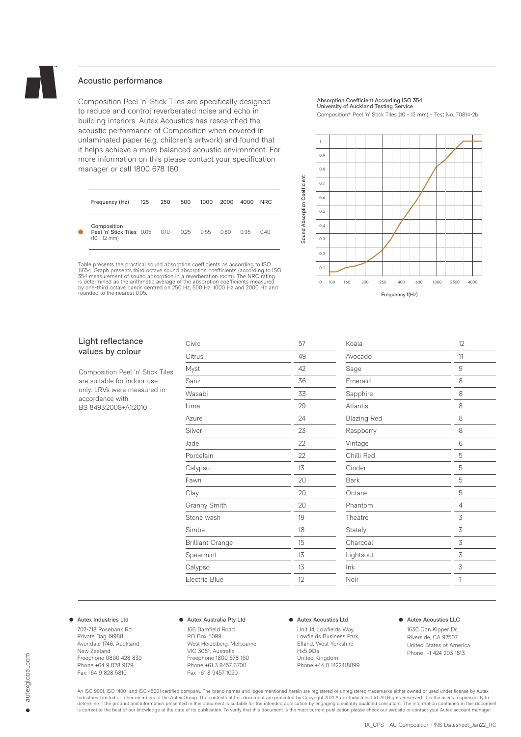## Acoustic performance

Composition Peel 'n' Stick Tiles are specifically designed to reduce and control reverberated noise and echo in building interiors. Autex Acoustics has researched the acoustic performance of Composition when covered in unlaminated paper (e.g. children's artwork) and found that it helps achieve a more balanced acoustic environment. For more information on this please contact your specification manager or call 1800 678 160.

| Frequency (Hz) | 125 | 250 | 500 | 1000 | 2000 | 4000 | NRC |
|---|---|---|---|---|---|---|---|
| Composition Peel 'n' Stick Tiles (10 - 12 mm) | 0.05 | 0.10 | 0.25 | 0.55 | 0.80 | 0.95 | 0.40 |

Table presents the practical sound absorption coefficients as according to ISO 11654. Graph presents third octave sound absorption coefficients (according to ISO 354 measurement of sound absorption in a reverberation room). The NRC rating is determined as the arithmetic average of the absorption coefficients measured by one-third octave bands centred on 250 Hz, 500 Hz, 1000 Hz and 2000 Hz and rounded to the nearest 0.05.

Absorption Coefficient According ISO 354
University of Auckland Testing Service
Composition® Peel 'n' Stick Tiles (10 - 12 mm) - Test No. T0814-2b

Sound Absorption Coefficient

1
0.9
0.8
0.7
0.6
0.5
0.4
0.3
0.2
0.1
0

100 160 200 250 400 630 1000 2500 4000

Frequency f(Hz)

## Light reflectance values by colour

Composition Peel 'n' Stick Tiles are suitable for indoor use only. LRVs were measured in accordance with BS 8493:2008+A1:2010

| | | | |
|---|---|---|---|
| Civic | 57 | Koala | 12 |
| Citrus | 49 | Avocado | 11 |
| Myst | 42 | Sage | 9 |
| Sanz | 36 | Emerald | 8 |
| Wasabi | 33 | Sapphire | 8 |
| Lime | 29 | Atlantis | 8 |
| Azure | 24 | Blazing Red | 8 |
| Silver | 23 | Raspberry | 8 |
| Jade | 22 | Vintage | 6 |
| Porcelain | 22 | Chilli Red | 5 |
| Calypso | 13 | Cinder | 5 |
| Fawn | 20 | Bark | 5 |
| Clay | 20 | Octane | 5 |
| Granny Smith | 20 | Phantom | 4 |
| Stone wash | 19 | Theatre | 3 |
| Simba | 18 | Stately | 3 |
| Brilliant Orange | 15 | Charcoal | 3 |
| Spearmint | 13 | Lightsout | 3 |
| Calypso | 13 | Ink | 3 |
| Electric Blue | 12 | Noir | 1 |

**Autex Industries Ltd**
702-718 Rosebank Rd
Private Bag 19988
Avondale 1746, Auckland
New Zealand
Freephone 0800 428 839
Phone +64 9 828 9179
Fax +64 9 828 5810

**Autex Australia Pty Ltd**
166 Bamfield Road
PO Box 5099
West Heidelberg, Melbourne
VIC 3081, Australia
Freephone 1800 678 160
Phone +61 3 9457 6700
Fax +61 3 9457 1020

**Autex Acoustics Ltd**
Unit J4, Lowfields Way,
Lowfields Business Park,
Elland, West Yorkshire
Hx5 9Da
United Kingdom
Phone +44 0 1422418899

**Autex Acoustics LLC**
1630 Dan Kipper Dr,
Riverside, CA 92507
United States of America
Phone +1 424 203 1813

autexglobal.com

An ISO 9001, ISO 14001 and ISO 45001 certified company. The brand names and logos mentioned herein are registered or unregistered trademarks either owned or used under license by Autex Industries Limited or other members of the Autex Group. The contents of this document are protected by Copyright 2021 Autex Industries Ltd. All Rights Reserved. It is the user's responsibility to determine if the product and information presented in this document is suitable for the intended application by engaging a suitably qualified consultant. The information contained in this document is correct to the best of our knowledge at the date of its publication. To verify that this document is the most current publication please check our website or contact your Autex account manager.

IA_CPS - AU Composition PNS Datasheet_Jan22_RC